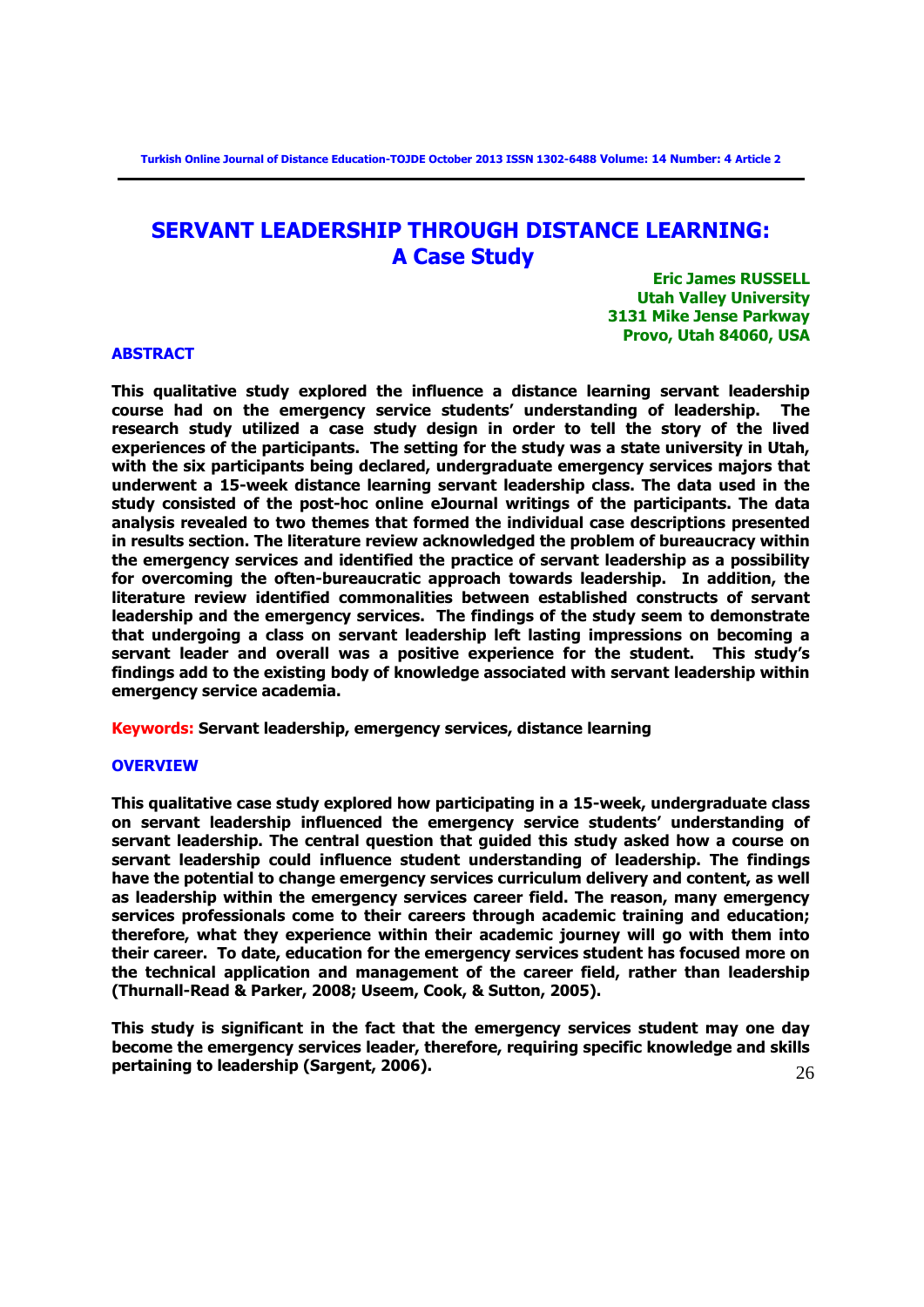# SERVANT LEADERSHIP THROUGH DISTANCE LEARNING: A Case Study

**Eric James RUSSELL**
**Utah Valley University**
**3131 Mike Jense Parkway**
**Provo, Utah 84060, USA**

## ABSTRACT

**This qualitative study explored the influence a distance learning servant leadership course had on the emergency service students' understanding of leadership. The research study utilized a case study design in order to tell the story of the lived experiences of the participants. The setting for the study was a state university in Utah, with the six participants being declared, undergraduate emergency services majors that underwent a 15-week distance learning servant leadership class. The data used in the study consisted of the post-hoc online eJournal writings of the participants. The data analysis revealed to two themes that formed the individual case descriptions presented in results section. The literature review acknowledged the problem of bureaucracy within the emergency services and identified the practice of servant leadership as a possibility for overcoming the often-bureaucratic approach towards leadership. In addition, the literature review identified commonalities between established constructs of servant leadership and the emergency services. The findings of the study seem to demonstrate that undergoing a class on servant leadership left lasting impressions on becoming a servant leader and overall was a positive experience for the student. This study's findings add to the existing body of knowledge associated with servant leadership within emergency service academia.**

**Keywords: Servant leadership, emergency services, distance learning**

## OVERVIEW

**This qualitative case study explored how participating in a 15-week, undergraduate class on servant leadership influenced the emergency service students' understanding of servant leadership. The central question that guided this study asked how a course on servant leadership could influence student understanding of leadership. The findings have the potential to change emergency services curriculum delivery and content, as well as leadership within the emergency services career field. The reason, many emergency services professionals come to their careers through academic training and education; therefore, what they experience within their academic journey will go with them into their career. To date, education for the emergency services student has focused more on the technical application and management of the career field, rather than leadership (Thurnall-Read & Parker, 2008; Useem, Cook, & Sutton, 2005).**

**This study is significant in the fact that the emergency services student may one day become the emergency services leader, therefore, requiring specific knowledge and skills pertaining to leadership (Sargent, 2006).**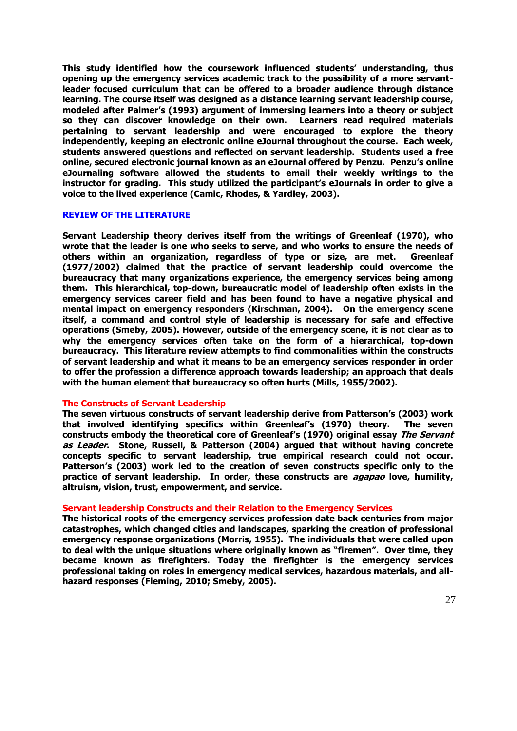**This study identified how the coursework influenced students' understanding, thus opening up the emergency services academic track to the possibility of a more servant-leader focused curriculum that can be offered to a broader audience through distance learning. The course itself was designed as a distance learning servant leadership course, modeled after Palmer's (1993) argument of immersing learners into a theory or subject so they can discover knowledge on their own. Learners read required materials pertaining to servant leadership and were encouraged to explore the theory independently, keeping an electronic online eJournal throughout the course. Each week, students answered questions and reflected on servant leadership. Students used a free online, secured electronic journal known as an eJournal offered by Penzu. Penzu's online eJournaling software allowed the students to email their weekly writings to the instructor for grading. This study utilized the participant's eJournals in order to give a voice to the lived experience (Camic, Rhodes, & Yardley, 2003).**

## REVIEW OF THE LITERATURE

**Servant Leadership theory derives itself from the writings of Greenleaf (1970), who wrote that the leader is one who seeks to serve, and who works to ensure the needs of others within an organization, regardless of type or size, are met. Greenleaf (1977/2002) claimed that the practice of servant leadership could overcome the bureaucracy that many organizations experience, the emergency services being among them. This hierarchical, top-down, bureaucratic model of leadership often exists in the emergency services career field and has been found to have a negative physical and mental impact on emergency responders (Kirschman, 2004). On the emergency scene itself, a command and control style of leadership is necessary for safe and effective operations (Smeby, 2005). However, outside of the emergency scene, it is not clear as to why the emergency services often take on the form of a hierarchical, top-down bureaucracy. This literature review attempts to find commonalities within the constructs of servant leadership and what it means to be an emergency services responder in order to offer the profession a difference approach towards leadership; an approach that deals with the human element that bureaucracy so often hurts (Mills, 1955/2002).**

### The Constructs of Servant Leadership

**The seven virtuous constructs of servant leadership derive from Patterson's (2003) work that involved identifying specifics within Greenleaf's (1970) theory. The seven constructs embody the theoretical core of Greenleaf's (1970) original essay *The Servant as Leader*. Stone, Russell, & Patterson (2004) argued that without having concrete concepts specific to servant leadership, true empirical research could not occur. Patterson's (2003) work led to the creation of seven constructs specific only to the practice of servant leadership. In order, these constructs are *agapao* love, humility, altruism, vision, trust, empowerment, and service.**

### Servant leadership Constructs and their Relation to the Emergency Services

**The historical roots of the emergency services profession date back centuries from major catastrophes, which changed cities and landscapes, sparking the creation of professional emergency response organizations (Morris, 1955). The individuals that were called upon to deal with the unique situations where originally known as "firemen". Over time, they became known as firefighters. Today the firefighter is the emergency services professional taking on roles in emergency medical services, hazardous materials, and all-hazard responses (Fleming, 2010; Smeby, 2005).**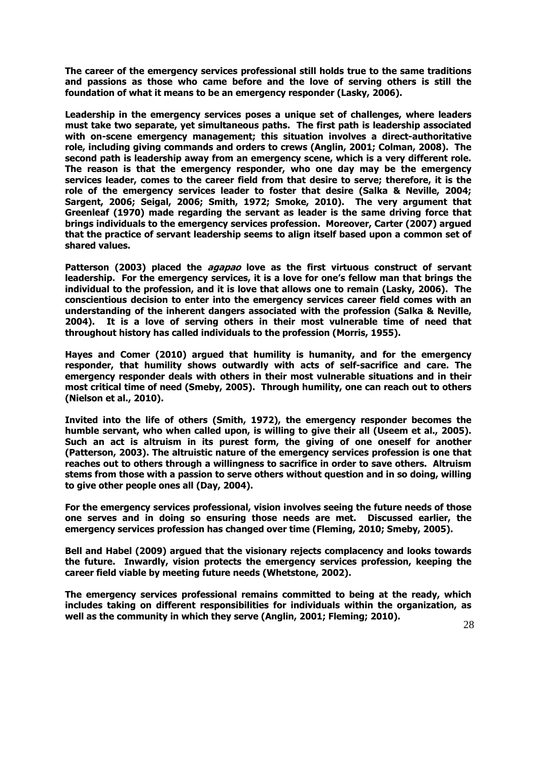**The career of the emergency services professional still holds true to the same traditions and passions as those who came before and the love of serving others is still the foundation of what it means to be an emergency responder (Lasky, 2006).**

**Leadership in the emergency services poses a unique set of challenges, where leaders must take two separate, yet simultaneous paths. The first path is leadership associated with on-scene emergency management; this situation involves a direct-authoritative role, including giving commands and orders to crews (Anglin, 2001; Colman, 2008). The second path is leadership away from an emergency scene, which is a very different role. The reason is that the emergency responder, who one day may be the emergency services leader, comes to the career field from that desire to serve; therefore, it is the role of the emergency services leader to foster that desire (Salka & Neville, 2004; Sargent, 2006; Seigal, 2006; Smith, 1972; Smoke, 2010). The very argument that Greenleaf (1970) made regarding the servant as leader is the same driving force that brings individuals to the emergency services profession. Moreover, Carter (2007) argued that the practice of servant leadership seems to align itself based upon a common set of shared values.**

**Patterson (2003) placed the *agapao* love as the first virtuous construct of servant leadership. For the emergency services, it is a love for one's fellow man that brings the individual to the profession, and it is love that allows one to remain (Lasky, 2006). The conscientious decision to enter into the emergency services career field comes with an understanding of the inherent dangers associated with the profession (Salka & Neville, 2004). It is a love of serving others in their most vulnerable time of need that throughout history has called individuals to the profession (Morris, 1955).**

**Hayes and Comer (2010) argued that humility is humanity, and for the emergency responder, that humility shows outwardly with acts of self-sacrifice and care. The emergency responder deals with others in their most vulnerable situations and in their most critical time of need (Smeby, 2005). Through humility, one can reach out to others (Nielson et al., 2010).**

**Invited into the life of others (Smith, 1972), the emergency responder becomes the humble servant, who when called upon, is willing to give their all (Useem et al., 2005). Such an act is altruism in its purest form, the giving of one oneself for another (Patterson, 2003). The altruistic nature of the emergency services profession is one that reaches out to others through a willingness to sacrifice in order to save others. Altruism stems from those with a passion to serve others without question and in so doing, willing to give other people ones all (Day, 2004).**

**For the emergency services professional, vision involves seeing the future needs of those one serves and in doing so ensuring those needs are met. Discussed earlier, the emergency services profession has changed over time (Fleming, 2010; Smeby, 2005).**

**Bell and Habel (2009) argued that the visionary rejects complacency and looks towards the future. Inwardly, vision protects the emergency services profession, keeping the career field viable by meeting future needs (Whetstone, 2002).**

**The emergency services professional remains committed to being at the ready, which includes taking on different responsibilities for individuals within the organization, as well as the community in which they serve (Anglin, 2001; Fleming; 2010).**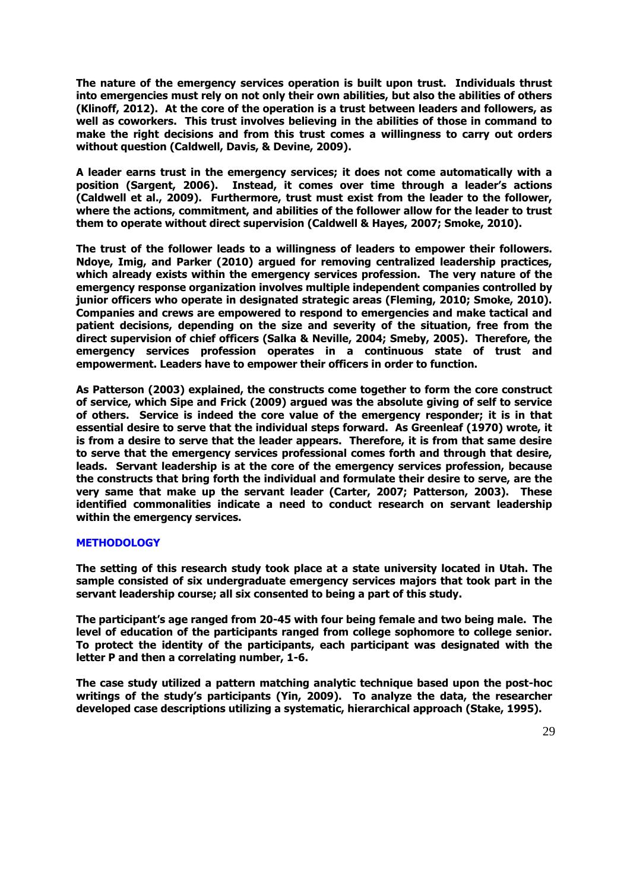The nature of the emergency services operation is built upon trust. Individuals thrust into emergencies must rely on not only their own abilities, but also the abilities of others (Klinoff, 2012). At the core of the operation is a trust between leaders and followers, as well as coworkers. This trust involves believing in the abilities of those in command to make the right decisions and from this trust comes a willingness to carry out orders without question (Caldwell, Davis, & Devine, 2009).

A leader earns trust in the emergency services; it does not come automatically with a position (Sargent, 2006). Instead, it comes over time through a leader's actions (Caldwell et al., 2009). Furthermore, trust must exist from the leader to the follower, where the actions, commitment, and abilities of the follower allow for the leader to trust them to operate without direct supervision (Caldwell & Hayes, 2007; Smoke, 2010).

The trust of the follower leads to a willingness of leaders to empower their followers. Ndoye, Imig, and Parker (2010) argued for removing centralized leadership practices, which already exists within the emergency services profession. The very nature of the emergency response organization involves multiple independent companies controlled by junior officers who operate in designated strategic areas (Fleming, 2010; Smoke, 2010). Companies and crews are empowered to respond to emergencies and make tactical and patient decisions, depending on the size and severity of the situation, free from the direct supervision of chief officers (Salka & Neville, 2004; Smeby, 2005). Therefore, the emergency services profession operates in a continuous state of trust and empowerment. Leaders have to empower their officers in order to function.

As Patterson (2003) explained, the constructs come together to form the core construct of service, which Sipe and Frick (2009) argued was the absolute giving of self to service of others. Service is indeed the core value of the emergency responder; it is in that essential desire to serve that the individual steps forward. As Greenleaf (1970) wrote, it is from a desire to serve that the leader appears. Therefore, it is from that same desire to serve that the emergency services professional comes forth and through that desire, leads. Servant leadership is at the core of the emergency services profession, because the constructs that bring forth the individual and formulate their desire to serve, are the very same that make up the servant leader (Carter, 2007; Patterson, 2003). These identified commonalities indicate a need to conduct research on servant leadership within the emergency services.

## METHODOLOGY

The setting of this research study took place at a state university located in Utah. The sample consisted of six undergraduate emergency services majors that took part in the servant leadership course; all six consented to being a part of this study.

The participant's age ranged from 20-45 with four being female and two being male. The level of education of the participants ranged from college sophomore to college senior. To protect the identity of the participants, each participant was designated with the letter P and then a correlating number, 1-6.

The case study utilized a pattern matching analytic technique based upon the post-hoc writings of the study's participants (Yin, 2009). To analyze the data, the researcher developed case descriptions utilizing a systematic, hierarchical approach (Stake, 1995).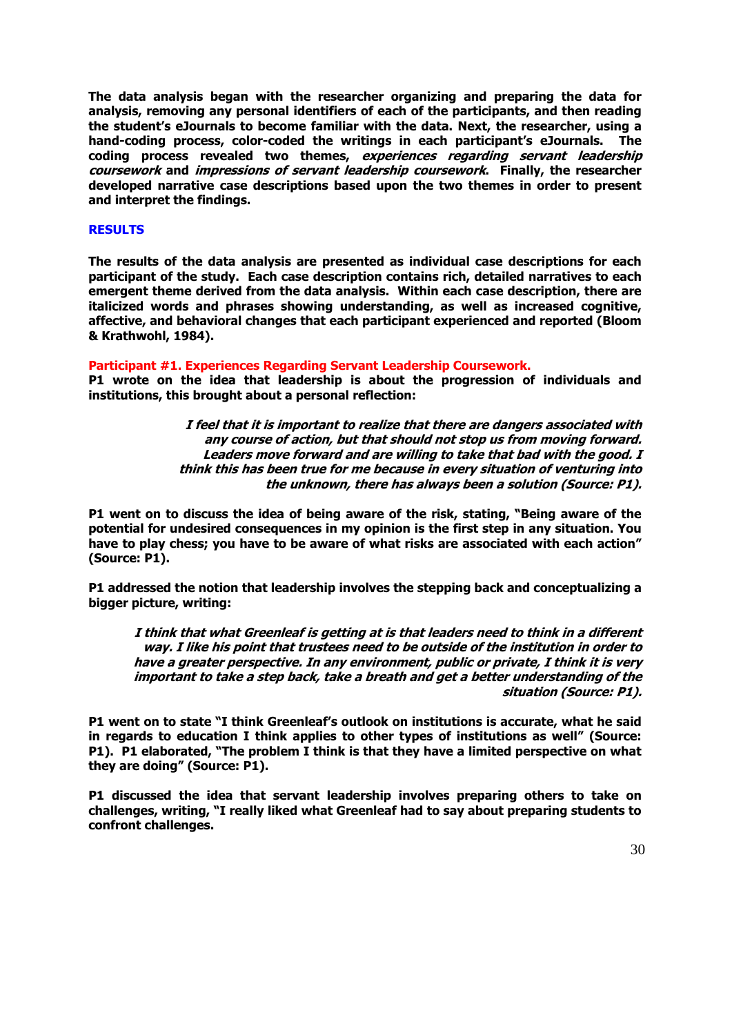**The data analysis began with the researcher organizing and preparing the data for analysis, removing any personal identifiers of each of the participants, and then reading the student's eJournals to become familiar with the data. Next, the researcher, using a hand-coding process, color-coded the writings in each participant's eJournals. The coding process revealed two themes, *experiences regarding servant leadership coursework* and *impressions of servant leadership coursework*. Finally, the researcher developed narrative case descriptions based upon the two themes in order to present and interpret the findings.**

## RESULTS

**The results of the data analysis are presented as individual case descriptions for each participant of the study. Each case description contains rich, detailed narratives to each emergent theme derived from the data analysis. Within each case description, there are italicized words and phrases showing understanding, as well as increased cognitive, affective, and behavioral changes that each participant experienced and reported (Bloom & Krathwohl, 1984).**

### Participant #1. Experiences Regarding Servant Leadership Coursework.

**P1 wrote on the idea that leadership is about the progression of individuals and institutions, this brought about a personal reflection:**

> ***I feel that it is important to realize that there are dangers associated with any course of action, but that should not stop us from moving forward. Leaders move forward and are willing to take that bad with the good. I think this has been true for me because in every situation of venturing into the unknown, there has always been a solution (Source: P1).***

**P1 went on to discuss the idea of being aware of the risk, stating, "Being aware of the potential for undesired consequences in my opinion is the first step in any situation. You have to play chess; you have to be aware of what risks are associated with each action" (Source: P1).**

**P1 addressed the notion that leadership involves the stepping back and conceptualizing a bigger picture, writing:**

> ***I think that what Greenleaf is getting at is that leaders need to think in a different way. I like his point that trustees need to be outside of the institution in order to have a greater perspective. In any environment, public or private, I think it is very important to take a step back, take a breath and get a better understanding of the situation (Source: P1).***

**P1 went on to state "I think Greenleaf's outlook on institutions is accurate, what he said in regards to education I think applies to other types of institutions as well" (Source: P1). P1 elaborated, "The problem I think is that they have a limited perspective on what they are doing" (Source: P1).**

**P1 discussed the idea that servant leadership involves preparing others to take on challenges, writing, "I really liked what Greenleaf had to say about preparing students to confront challenges.**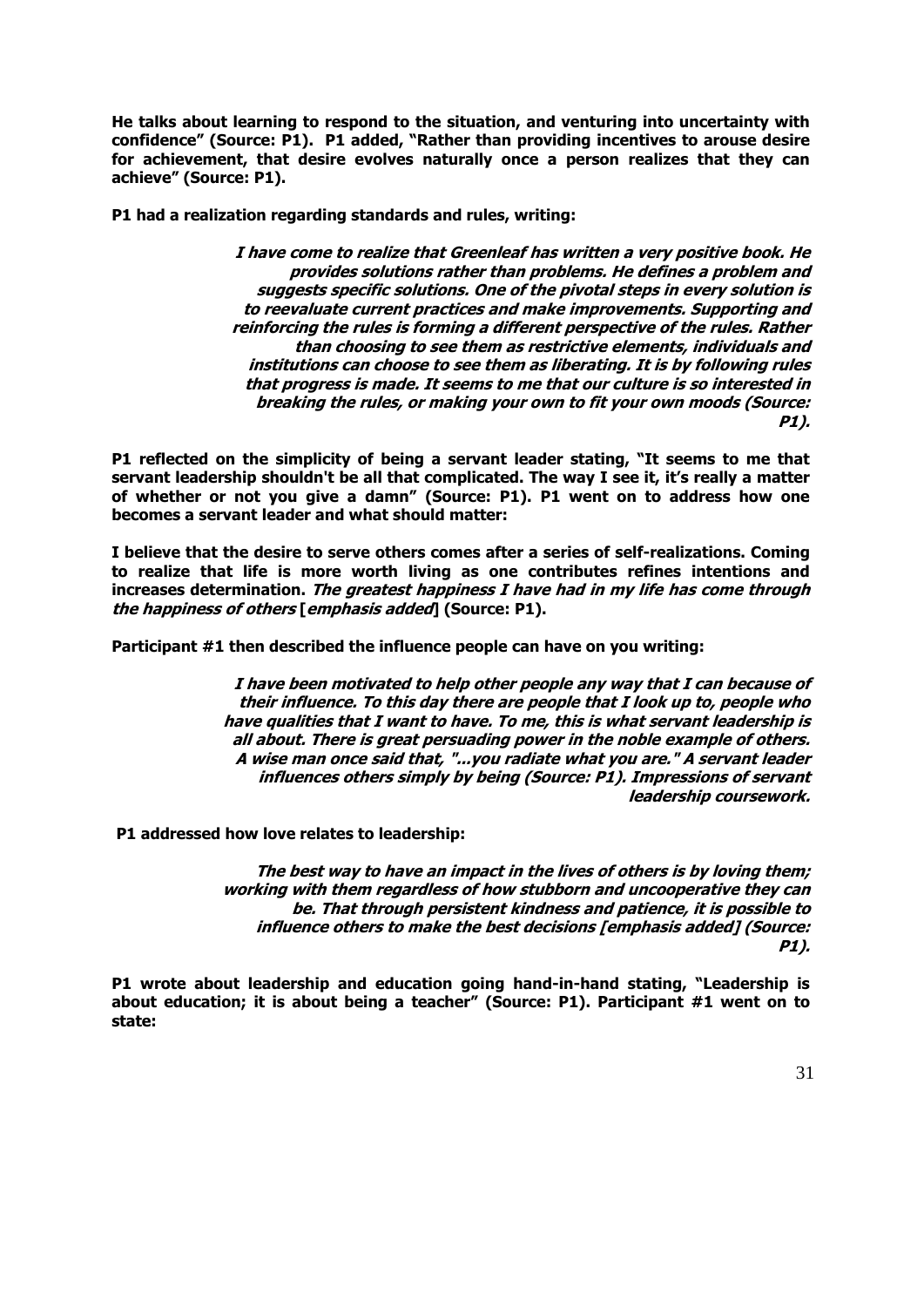**He talks about learning to respond to the situation, and venturing into uncertainty with confidence" (Source: P1). P1 added, "Rather than providing incentives to arouse desire for achievement, that desire evolves naturally once a person realizes that they can achieve" (Source: P1).**

**P1 had a realization regarding standards and rules, writing:**

> ***I have come to realize that Greenleaf has written a very positive book. He provides solutions rather than problems. He defines a problem and suggests specific solutions. One of the pivotal steps in every solution is to reevaluate current practices and make improvements. Supporting and reinforcing the rules is forming a different perspective of the rules. Rather than choosing to see them as restrictive elements, individuals and institutions can choose to see them as liberating. It is by following rules that progress is made. It seems to me that our culture is so interested in breaking the rules, or making your own to fit your own moods (Source: P1).***

**P1 reflected on the simplicity of being a servant leader stating, "It seems to me that servant leadership shouldn't be all that complicated. The way I see it, it's really a matter of whether or not you give a damn" (Source: P1). P1 went on to address how one becomes a servant leader and what should matter:**

**I believe that the desire to serve others comes after a series of self-realizations. Coming to realize that life is more worth living as one contributes refines intentions and increases determination. *The greatest happiness I have had in my life has come through the happiness of others* [*emphasis added*] (Source: P1).**

**Participant #1 then described the influence people can have on you writing:**

> ***I have been motivated to help other people any way that I can because of their influence. To this day there are people that I look up to, people who have qualities that I want to have. To me, this is what servant leadership is all about. There is great persuading power in the noble example of others. A wise man once said that, "...you radiate what you are." A servant leader influences others simply by being (Source: P1). Impressions of servant leadership coursework.***

**P1 addressed how love relates to leadership:**

> ***The best way to have an impact in the lives of others is by loving them; working with them regardless of how stubborn and uncooperative they can be. That through persistent kindness and patience, it is possible to influence others to make the best decisions [emphasis added] (Source: P1).***

**P1 wrote about leadership and education going hand-in-hand stating, "Leadership is about education; it is about being a teacher" (Source: P1). Participant #1 went on to state:**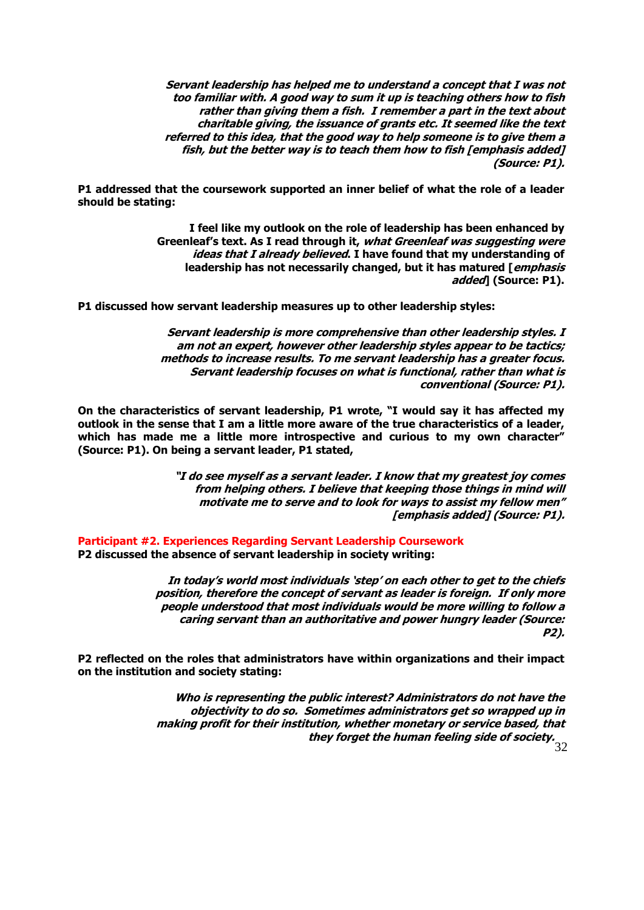> ***Servant leadership has helped me to understand a concept that I was not too familiar with. A good way to sum it up is teaching others how to fish rather than giving them a fish. I remember a part in the text about charitable giving, the issuance of grants etc. It seemed like the text referred to this idea, that the good way to help someone is to give them a fish, but the better way is to teach them how to fish [emphasis added] (Source: P1).***

**P1 addressed that the coursework supported an inner belief of what the role of a leader should be stating:**

> **I feel like my outlook on the role of leadership has been enhanced by Greenleaf's text. As I read through it, *what Greenleaf was suggesting were ideas that I already believed*. I have found that my understanding of leadership has not necessarily changed, but it has matured [*emphasis added*] (Source: P1).**

**P1 discussed how servant leadership measures up to other leadership styles:**

> ***Servant leadership is more comprehensive than other leadership styles. I am not an expert, however other leadership styles appear to be tactics; methods to increase results. To me servant leadership has a greater focus. Servant leadership focuses on what is functional, rather than what is conventional (Source: P1).***

**On the characteristics of servant leadership, P1 wrote, "I would say it has affected my outlook in the sense that I am a little more aware of the true characteristics of a leader, which has made me a little more introspective and curious to my own character" (Source: P1). On being a servant leader, P1 stated,**

> ***"I do see myself as a servant leader. I know that my greatest joy comes from helping others. I believe that keeping those things in mind will motivate me to serve and to look for ways to assist my fellow men" [emphasis added] (Source: P1).***

**Participant #2. Experiences Regarding Servant Leadership Coursework**

**P2 discussed the absence of servant leadership in society writing:**

> ***In today's world most individuals 'step' on each other to get to the chiefs position, therefore the concept of servant as leader is foreign. If only more people understood that most individuals would be more willing to follow a caring servant than an authoritative and power hungry leader (Source: P2).***

**P2 reflected on the roles that administrators have within organizations and their impact on the institution and society stating:**

> ***Who is representing the public interest? Administrators do not have the objectivity to do so. Sometimes administrators get so wrapped up in making profit for their institution, whether monetary or service based, that they forget the human feeling side of society.***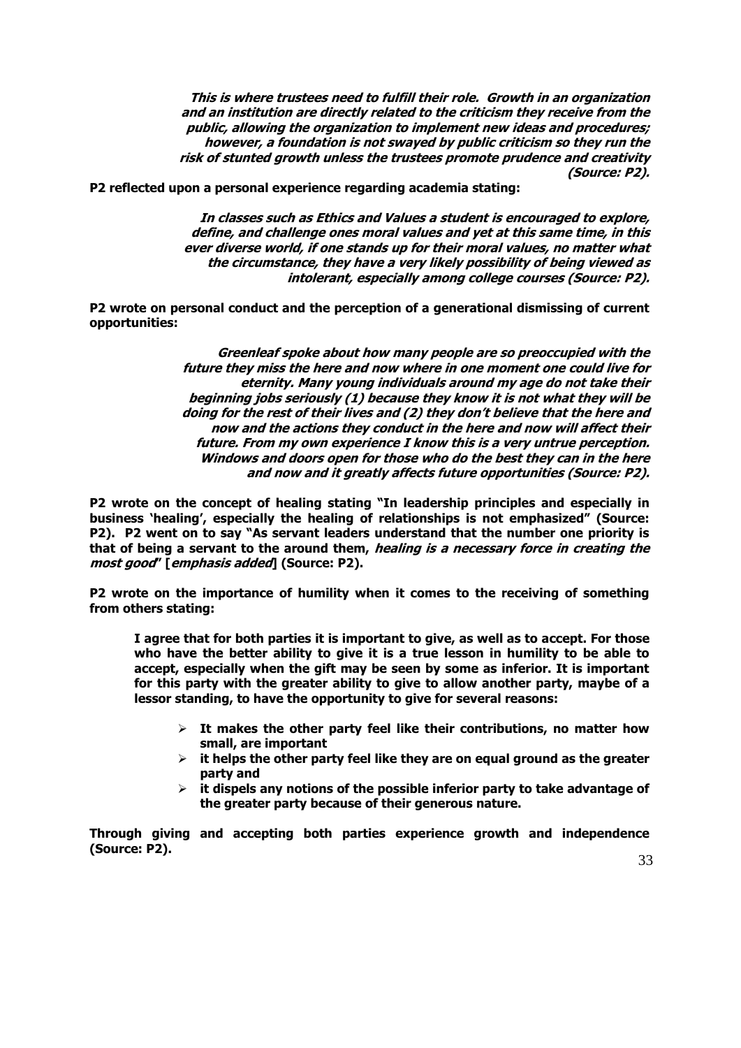> ***This is where trustees need to fulfill their role. Growth in an organization and an institution are directly related to the criticism they receive from the public, allowing the organization to implement new ideas and procedures; however, a foundation is not swayed by public criticism so they run the risk of stunted growth unless the trustees promote prudence and creativity (Source: P2).***

**P2 reflected upon a personal experience regarding academia stating:**

> ***In classes such as Ethics and Values a student is encouraged to explore, define, and challenge ones moral values and yet at this same time, in this ever diverse world, if one stands up for their moral values, no matter what the circumstance, they have a very likely possibility of being viewed as intolerant, especially among college courses (Source: P2).***

**P2 wrote on personal conduct and the perception of a generational dismissing of current opportunities:**

> ***Greenleaf spoke about how many people are so preoccupied with the future they miss the here and now where in one moment one could live for eternity. Many young individuals around my age do not take their beginning jobs seriously (1) because they know it is not what they will be doing for the rest of their lives and (2) they don't believe that the here and now and the actions they conduct in the here and now will affect their future. From my own experience I know this is a very untrue perception. Windows and doors open for those who do the best they can in the here and now and it greatly affects future opportunities (Source: P2).***

**P2 wrote on the concept of healing stating "In leadership principles and especially in business 'healing', especially the healing of relationships is not emphasized" (Source: P2). P2 went on to say "As servant leaders understand that the number one priority is that of being a servant to the around them, *healing is a necessary force in creating the most good*" [*emphasis added*] (Source: P2).**

**P2 wrote on the importance of humility when it comes to the receiving of something from others stating:**

> **I agree that for both parties it is important to give, as well as to accept. For those who have the better ability to give it is a true lesson in humility to be able to accept, especially when the gift may be seen by some as inferior. It is important for this party with the greater ability to give to allow another party, maybe of a lessor standing, to have the opportunity to give for several reasons:**
>
> - **It makes the other party feel like their contributions, no matter how small, are important**
> - **it helps the other party feel like they are on equal ground as the greater party and**
> - **it dispels any notions of the possible inferior party to take advantage of the greater party because of their generous nature.**

**Through giving and accepting both parties experience growth and independence (Source: P2).**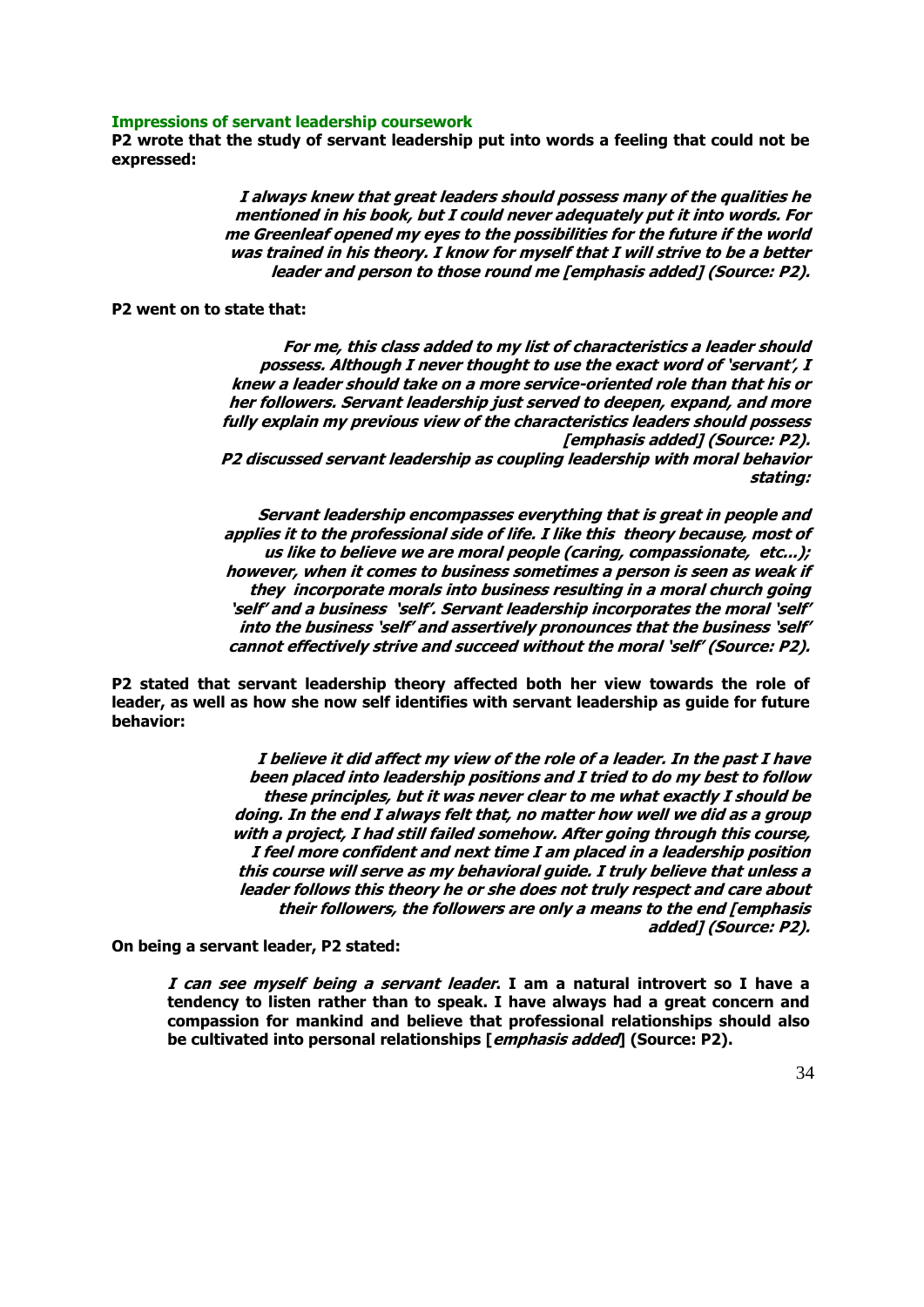**Impressions of servant leadership coursework**

**P2 wrote that the study of servant leadership put into words a feeling that could not be expressed:**

> ***I always knew that great leaders should possess many of the qualities he mentioned in his book, but I could never adequately put it into words. For me Greenleaf opened my eyes to the possibilities for the future if the world was trained in his theory. I know for myself that I will strive to be a better leader and person to those round me [emphasis added] (Source: P2).***

**P2 went on to state that:**

> ***For me, this class added to my list of characteristics a leader should possess. Although I never thought to use the exact word of 'servant', I knew a leader should take on a more service-oriented role than that his or her followers. Servant leadership just served to deepen, expand, and more fully explain my previous view of the characteristics leaders should possess [emphasis added] (Source: P2).***
>
> ***P2 discussed servant leadership as coupling leadership with moral behavior stating:***
>
> ***Servant leadership encompasses everything that is great in people and applies it to the professional side of life. I like this theory because, most of us like to believe we are moral people (caring, compassionate, etc...); however, when it comes to business sometimes a person is seen as weak if they incorporate morals into business resulting in a moral church going 'self' and a business 'self'. Servant leadership incorporates the moral 'self' into the business 'self' and assertively pronounces that the business 'self' cannot effectively strive and succeed without the moral 'self' (Source: P2).***

**P2 stated that servant leadership theory affected both her view towards the role of leader, as well as how she now self identifies with servant leadership as guide for future behavior:**

> ***I believe it did affect my view of the role of a leader. In the past I have been placed into leadership positions and I tried to do my best to follow these principles, but it was never clear to me what exactly I should be doing. In the end I always felt that, no matter how well we did as a group with a project, I had still failed somehow. After going through this course, I feel more confident and next time I am placed in a leadership position this course will serve as my behavioral guide. I truly believe that unless a leader follows this theory he or she does not truly respect and care about their followers, the followers are only a means to the end [emphasis added] (Source: P2).***

**On being a servant leader, P2 stated:**

> ***I can see myself being a servant leader*. I am a natural introvert so I have a tendency to listen rather than to speak. I have always had a great concern and compassion for mankind and believe that professional relationships should also be cultivated into personal relationships [*emphasis added*] (Source: P2).**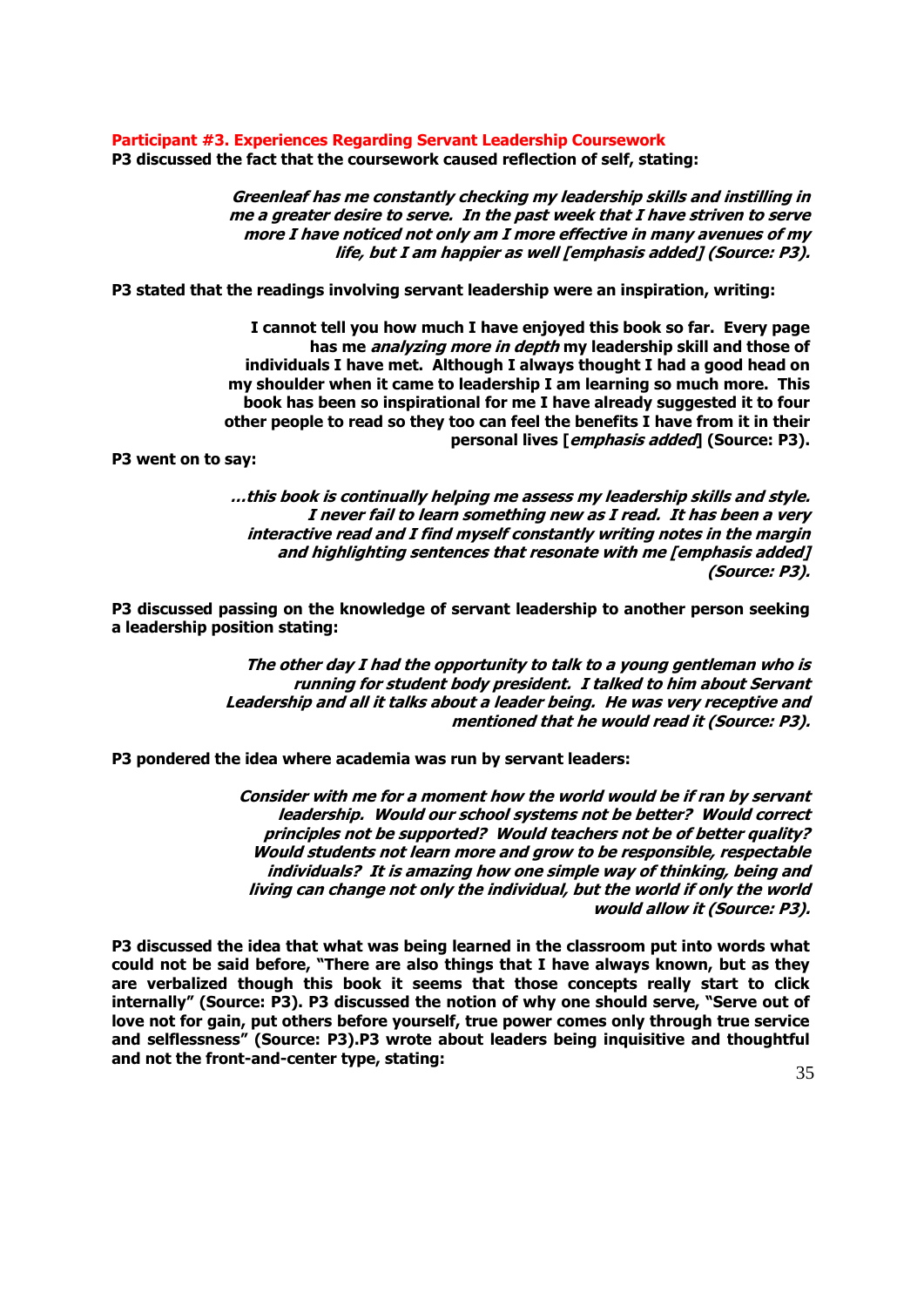**Participant #3. Experiences Regarding Servant Leadership Coursework**

**P3 discussed the fact that the coursework caused reflection of self, stating:**

> ***Greenleaf has me constantly checking my leadership skills and instilling in me a greater desire to serve. In the past week that I have striven to serve more I have noticed not only am I more effective in many avenues of my life, but I am happier as well [emphasis added] (Source: P3).***

**P3 stated that the readings involving servant leadership were an inspiration, writing:**

> **I cannot tell you how much I have enjoyed this book so far. Every page has me *analyzing more in depth* my leadership skill and those of individuals I have met. Although I always thought I had a good head on my shoulder when it came to leadership I am learning so much more. This book has been so inspirational for me I have already suggested it to four other people to read so they too can feel the benefits I have from it in their personal lives [*emphasis added*] (Source: P3).**

**P3 went on to say:**

> ***…this book is continually helping me assess my leadership skills and style. I never fail to learn something new as I read. It has been a very interactive read and I find myself constantly writing notes in the margin and highlighting sentences that resonate with me [emphasis added] (Source: P3).***

**P3 discussed passing on the knowledge of servant leadership to another person seeking a leadership position stating:**

> ***The other day I had the opportunity to talk to a young gentleman who is running for student body president. I talked to him about Servant Leadership and all it talks about a leader being. He was very receptive and mentioned that he would read it (Source: P3).***

**P3 pondered the idea where academia was run by servant leaders:**

> ***Consider with me for a moment how the world would be if ran by servant leadership. Would our school systems not be better? Would correct principles not be supported? Would teachers not be of better quality? Would students not learn more and grow to be responsible, respectable individuals? It is amazing how one simple way of thinking, being and living can change not only the individual, but the world if only the world would allow it (Source: P3).***

**P3 discussed the idea that what was being learned in the classroom put into words what could not be said before, "There are also things that I have always known, but as they are verbalized though this book it seems that those concepts really start to click internally" (Source: P3). P3 discussed the notion of why one should serve, "Serve out of love not for gain, put others before yourself, true power comes only through true service and selflessness" (Source: P3).P3 wrote about leaders being inquisitive and thoughtful and not the front-and-center type, stating:**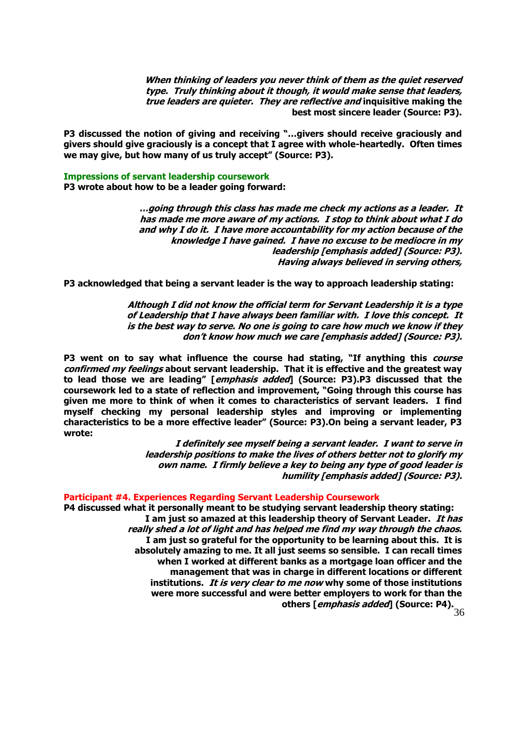> ***When thinking of leaders you never think of them as the quiet reserved type. Truly thinking about it though, it would make sense that leaders, true leaders are quieter. They are reflective and* inquisitive making the best most sincere leader (Source: P3).**

**P3 discussed the notion of giving and receiving "…givers should receive graciously and givers should give graciously is a concept that I agree with whole-heartedly. Often times we may give, but how many of us truly accept" (Source: P3).**

**Impressions of servant leadership coursework**

**P3 wrote about how to be a leader going forward:**

> ***…going through this class has made me check my actions as a leader. It has made me more aware of my actions. I stop to think about what I do and why I do it. I have more accountability for my action because of the knowledge I have gained. I have no excuse to be mediocre in my leadership [emphasis added] (Source: P3). Having always believed in serving others,***

**P3 acknowledged that being a servant leader is the way to approach leadership stating:**

> ***Although I did not know the official term for Servant Leadership it is a type of Leadership that I have always been familiar with. I love this concept. It is the best way to serve. No one is going to care how much we know if they don't know how much we care [emphasis added] (Source: P3).***

**P3 went on to say what influence the course had stating, "If anything this *course confirmed my feelings* about servant leadership. That it is effective and the greatest way to lead those we are leading" [*emphasis added*] (Source: P3).P3 discussed that the coursework led to a state of reflection and improvement, "Going through this course has given me more to think of when it comes to characteristics of servant leaders. I find myself checking my personal leadership styles and improving or implementing characteristics to be a more effective leader" (Source: P3).On being a servant leader, P3 wrote:**

> ***I definitely see myself being a servant leader. I want to serve in leadership positions to make the lives of others better not to glorify my own name. I firmly believe a key to being any type of good leader is humility [emphasis added] (Source: P3).***

**Participant #4. Experiences Regarding Servant Leadership Coursework**

**P4 discussed what it personally meant to be studying servant leadership theory stating:**

> **I am just so amazed at this leadership theory of Servant Leader. *It has really shed a lot of light and has helped me find my way through the chaos*. I am just so grateful for the opportunity to be learning about this. It is absolutely amazing to me. It all just seems so sensible. I can recall times when I worked at different banks as a mortgage loan officer and the management that was in charge in different locations or different institutions. *It is very clear to me now* why some of those institutions were more successful and were better employers to work for than the others [*emphasis added*] (Source: P4).**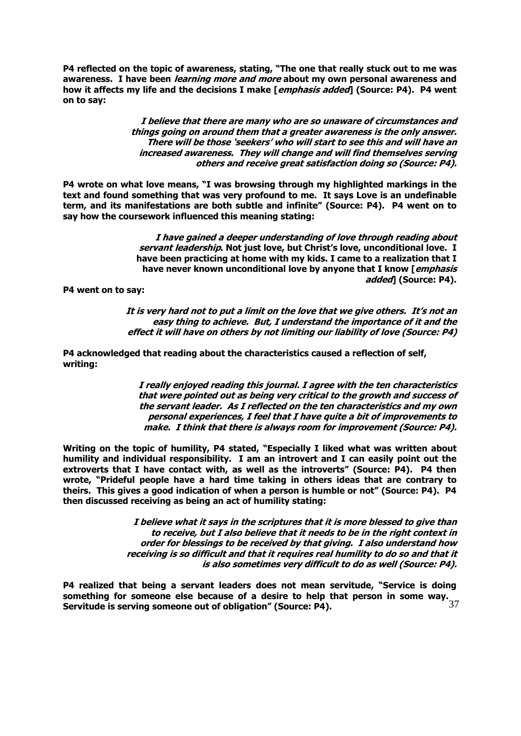**P4 reflected on the topic of awareness, stating, "The one that really stuck out to me was awareness. I have been *learning more and more* about my own personal awareness and how it affects my life and the decisions I make [*emphasis added*] (Source: P4). P4 went on to say:**

> ***I believe that there are many who are so unaware of circumstances and things going on around them that a greater awareness is the only answer. There will be those 'seekers' who will start to see this and will have an increased awareness. They will change and will find themselves serving others and receive great satisfaction doing so (Source: P4).***

**P4 wrote on what love means, "I was browsing through my highlighted markings in the text and found something that was very profound to me. It says Love is an undefinable term, and its manifestations are both subtle and infinite" (Source: P4). P4 went on to say how the coursework influenced this meaning stating:**

> ***I have gained a deeper understanding of love through reading about servant leadership*. Not just love, but Christ's love, unconditional love. I have been practicing at home with my kids. I came to a realization that I have never known unconditional love by anyone that I know [*emphasis added*] (Source: P4).**

**P4 went on to say:**

> ***It is very hard not to put a limit on the love that we give others. It's not an easy thing to achieve. But, I understand the importance of it and the effect it will have on others by not limiting our liability of love (Source: P4)***

**P4 acknowledged that reading about the characteristics caused a reflection of self, writing:**

> ***I really enjoyed reading this journal. I agree with the ten characteristics that were pointed out as being very critical to the growth and success of the servant leader. As I reflected on the ten characteristics and my own personal experiences, I feel that I have quite a bit of improvements to make. I think that there is always room for improvement (Source: P4).***

**Writing on the topic of humility, P4 stated, "Especially I liked what was written about humility and individual responsibility. I am an introvert and I can easily point out the extroverts that I have contact with, as well as the introverts" (Source: P4). P4 then wrote, "Prideful people have a hard time taking in others ideas that are contrary to theirs. This gives a good indication of when a person is humble or not" (Source: P4). P4 then discussed receiving as being an act of humility stating:**

> ***I believe what it says in the scriptures that it is more blessed to give than to receive, but I also believe that it needs to be in the right context in order for blessings to be received by that giving. I also understand how receiving is so difficult and that it requires real humility to do so and that it is also sometimes very difficult to do as well (Source: P4).***

**P4 realized that being a servant leaders does not mean servitude, "Service is doing something for someone else because of a desire to help that person in some way. Servitude is serving someone out of obligation" (Source: P4).**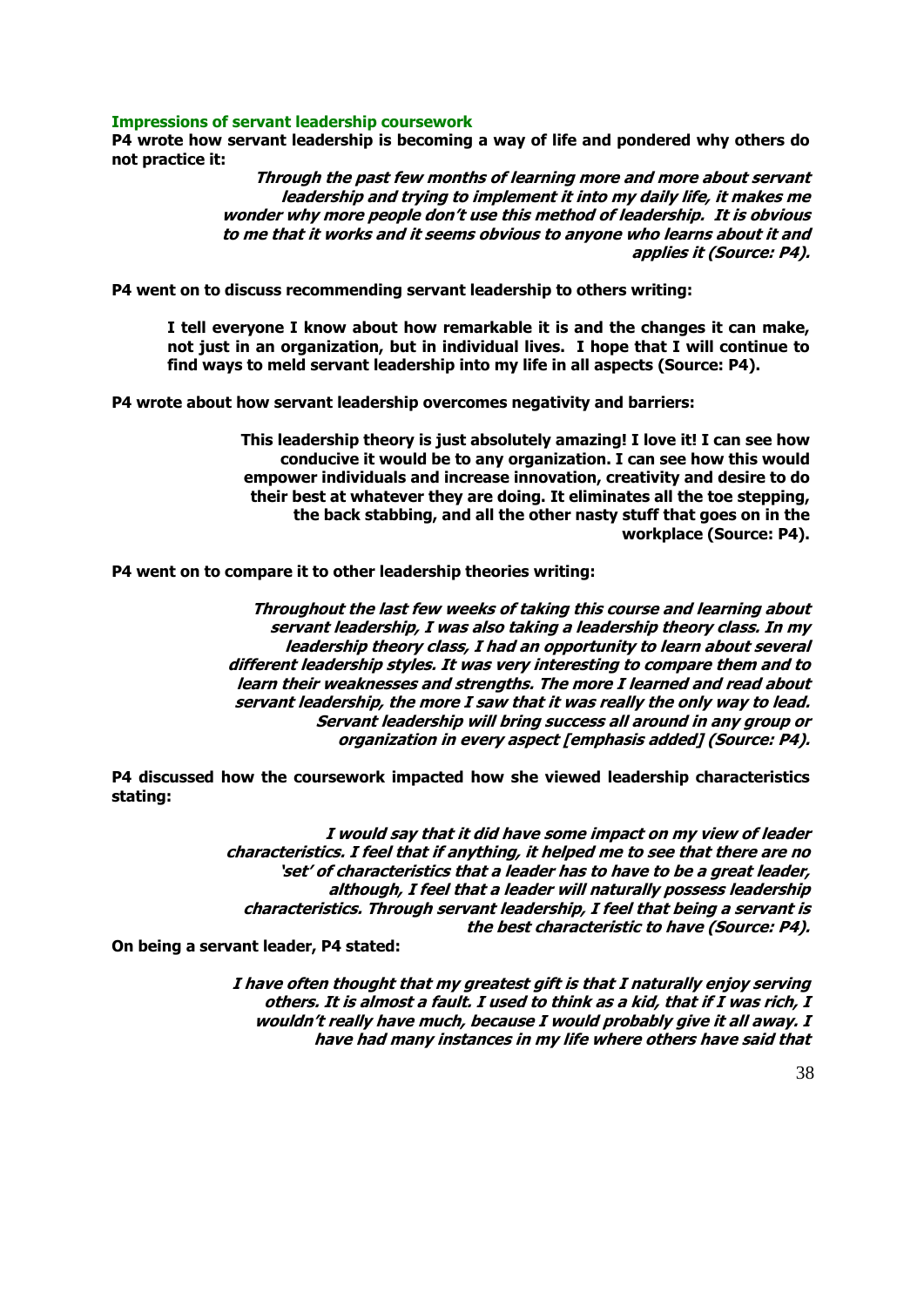### Impressions of servant leadership coursework

**P4 wrote how servant leadership is becoming a way of life and pondered why others do not practice it:**

> ***Through the past few months of learning more and more about servant leadership and trying to implement it into my daily life, it makes me wonder why more people don't use this method of leadership. It is obvious to me that it works and it seems obvious to anyone who learns about it and applies it (Source: P4).***

**P4 went on to discuss recommending servant leadership to others writing:**

> **I tell everyone I know about how remarkable it is and the changes it can make, not just in an organization, but in individual lives. I hope that I will continue to find ways to meld servant leadership into my life in all aspects (Source: P4).**

**P4 wrote about how servant leadership overcomes negativity and barriers:**

> **This leadership theory is just absolutely amazing! I love it! I can see how conducive it would be to any organization. I can see how this would empower individuals and increase innovation, creativity and desire to do their best at whatever they are doing. It eliminates all the toe stepping, the back stabbing, and all the other nasty stuff that goes on in the workplace (Source: P4).**

**P4 went on to compare it to other leadership theories writing:**

> ***Throughout the last few weeks of taking this course and learning about servant leadership, I was also taking a leadership theory class. In my leadership theory class, I had an opportunity to learn about several different leadership styles. It was very interesting to compare them and to learn their weaknesses and strengths. The more I learned and read about servant leadership, the more I saw that it was really the only way to lead. Servant leadership will bring success all around in any group or organization in every aspect [emphasis added] (Source: P4).***

**P4 discussed how the coursework impacted how she viewed leadership characteristics stating:**

> ***I would say that it did have some impact on my view of leader characteristics. I feel that if anything, it helped me to see that there are no 'set' of characteristics that a leader has to have to be a great leader, although, I feel that a leader will naturally possess leadership characteristics. Through servant leadership, I feel that being a servant is the best characteristic to have (Source: P4).***

**On being a servant leader, P4 stated:**

> ***I have often thought that my greatest gift is that I naturally enjoy serving others. It is almost a fault. I used to think as a kid, that if I was rich, I wouldn't really have much, because I would probably give it all away. I have had many instances in my life where others have said that***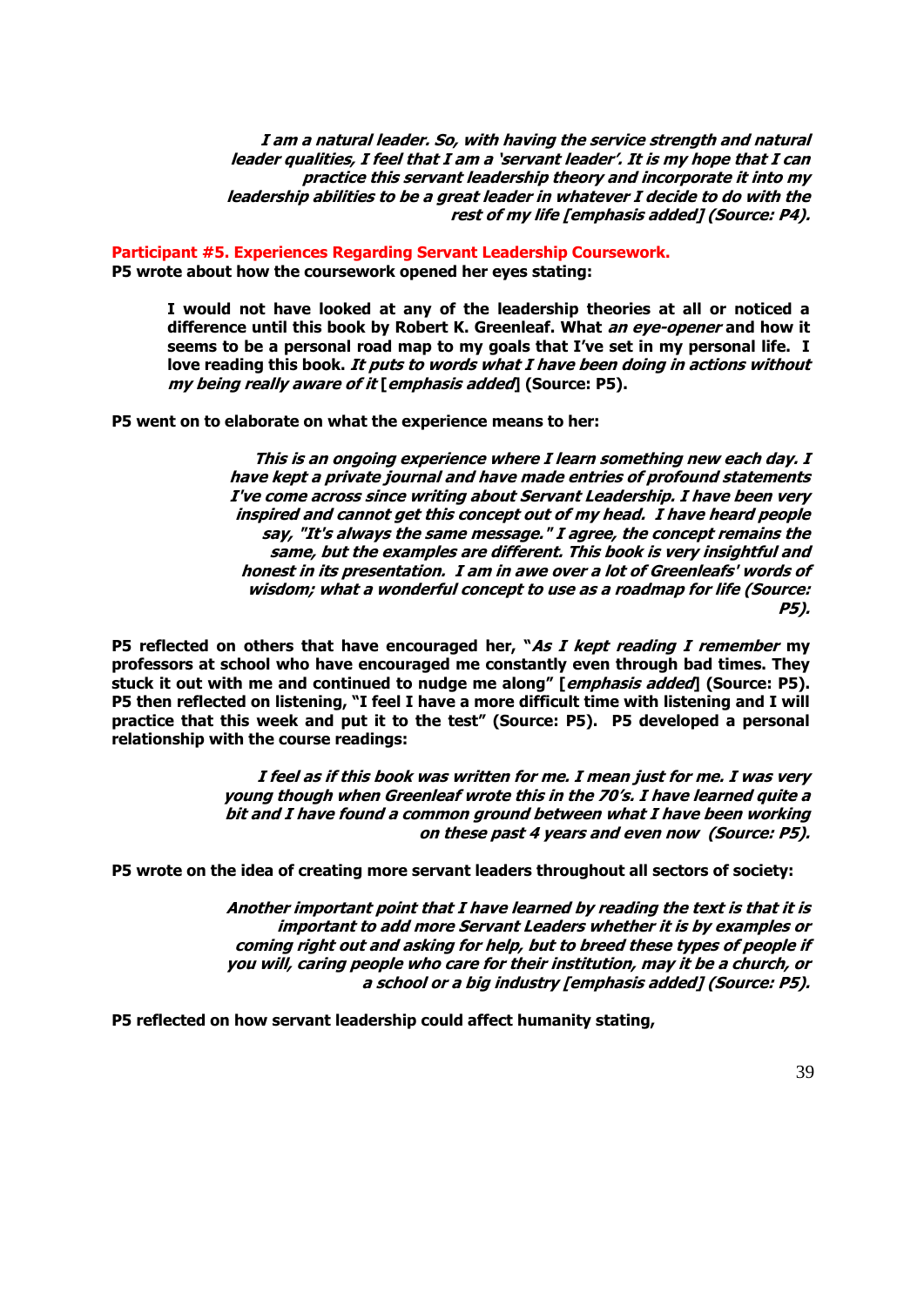> ***I am a natural leader. So, with having the service strength and natural leader qualities, I feel that I am a 'servant leader'. It is my hope that I can practice this servant leadership theory and incorporate it into my leadership abilities to be a great leader in whatever I decide to do with the rest of my life [emphasis added] (Source: P4).***

### Participant #5. Experiences Regarding Servant Leadership Coursework.

**P5 wrote about how the coursework opened her eyes stating:**

> **I would not have looked at any of the leadership theories at all or noticed a difference until this book by Robert K. Greenleaf. What *an eye-opener* and how it seems to be a personal road map to my goals that I've set in my personal life. I love reading this book. *It puts to words what I have been doing in actions without my being really aware of it* [*emphasis added*] (Source: P5).**

**P5 went on to elaborate on what the experience means to her:**

> ***This is an ongoing experience where I learn something new each day. I have kept a private journal and have made entries of profound statements I've come across since writing about Servant Leadership. I have been very inspired and cannot get this concept out of my head. I have heard people say, "It's always the same message." I agree, the concept remains the same, but the examples are different. This book is very insightful and honest in its presentation. I am in awe over a lot of Greenleafs' words of wisdom; what a wonderful concept to use as a roadmap for life (Source: P5).***

**P5 reflected on others that have encouraged her, "*As I kept reading I remember* my professors at school who have encouraged me constantly even through bad times. They stuck it out with me and continued to nudge me along" [*emphasis added*] (Source: P5). P5 then reflected on listening, "I feel I have a more difficult time with listening and I will practice that this week and put it to the test" (Source: P5). P5 developed a personal relationship with the course readings:**

> ***I feel as if this book was written for me. I mean just for me. I was very young though when Greenleaf wrote this in the 70's. I have learned quite a bit and I have found a common ground between what I have been working on these past 4 years and even now (Source: P5).***

**P5 wrote on the idea of creating more servant leaders throughout all sectors of society:**

> ***Another important point that I have learned by reading the text is that it is important to add more Servant Leaders whether it is by examples or coming right out and asking for help, but to breed these types of people if you will, caring people who care for their institution, may it be a church, or a school or a big industry [emphasis added] (Source: P5).***

**P5 reflected on how servant leadership could affect humanity stating,**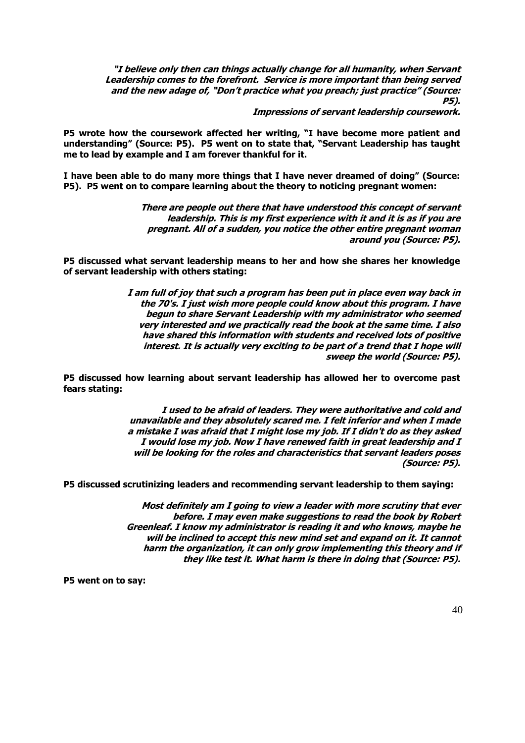> ***"I believe only then can things actually change for all humanity, when Servant Leadership comes to the forefront. Service is more important than being served and the new adage of, "Don't practice what you preach; just practice" (Source: P5).***

***Impressions of servant leadership coursework.***

**P5 wrote how the coursework affected her writing, "I have become more patient and understanding" (Source: P5). P5 went on to state that, "Servant Leadership has taught me to lead by example and I am forever thankful for it.**

**I have been able to do many more things that I have never dreamed of doing" (Source: P5). P5 went on to compare learning about the theory to noticing pregnant women:**

> ***There are people out there that have understood this concept of servant leadership. This is my first experience with it and it is as if you are pregnant. All of a sudden, you notice the other entire pregnant woman around you (Source: P5).***

**P5 discussed what servant leadership means to her and how she shares her knowledge of servant leadership with others stating:**

> ***I am full of joy that such a program has been put in place even way back in the 70's. I just wish more people could know about this program. I have begun to share Servant Leadership with my administrator who seemed very interested and we practically read the book at the same time. I also have shared this information with students and received lots of positive interest. It is actually very exciting to be part of a trend that I hope will sweep the world (Source: P5).***

**P5 discussed how learning about servant leadership has allowed her to overcome past fears stating:**

> ***I used to be afraid of leaders. They were authoritative and cold and unavailable and they absolutely scared me. I felt inferior and when I made a mistake I was afraid that I might lose my job. If I didn't do as they asked I would lose my job. Now I have renewed faith in great leadership and I will be looking for the roles and characteristics that servant leaders poses (Source: P5).***

**P5 discussed scrutinizing leaders and recommending servant leadership to them saying:**

> ***Most definitely am I going to view a leader with more scrutiny that ever before. I may even make suggestions to read the book by Robert Greenleaf. I know my administrator is reading it and who knows, maybe he will be inclined to accept this new mind set and expand on it. It cannot harm the organization, it can only grow implementing this theory and if they like test it. What harm is there in doing that (Source: P5).***

**P5 went on to say:**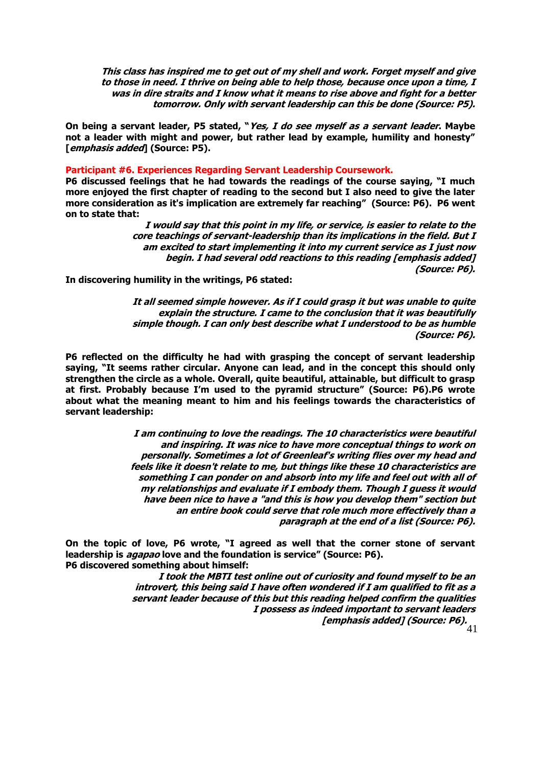> ***This class has inspired me to get out of my shell and work. Forget myself and give to those in need. I thrive on being able to help those, because once upon a time, I was in dire straits and I know what it means to rise above and fight for a better tomorrow. Only with servant leadership can this be done (Source: P5).***

**On being a servant leader, P5 stated, "*Yes, I do see myself as a servant leader*. Maybe not a leader with might and power, but rather lead by example, humility and honesty" [*emphasis added*] (Source: P5).**

**Participant #6. Experiences Regarding Servant Leadership Coursework.**

**P6 discussed feelings that he had towards the readings of the course saying, "I much more enjoyed the first chapter of reading to the second but I also need to give the later more consideration as it's implication are extremely far reaching" (Source: P6). P6 went on to state that:**

> ***I would say that this point in my life, or service, is easier to relate to the core teachings of servant-leadership than its implications in the field. But I am excited to start implementing it into my current service as I just now begin. I had several odd reactions to this reading [emphasis added] (Source: P6).***

**In discovering humility in the writings, P6 stated:**

> ***It all seemed simple however. As if I could grasp it but was unable to quite explain the structure. I came to the conclusion that it was beautifully simple though. I can only best describe what I understood to be as humble (Source: P6).***

**P6 reflected on the difficulty he had with grasping the concept of servant leadership saying, "It seems rather circular. Anyone can lead, and in the concept this should only strengthen the circle as a whole. Overall, quite beautiful, attainable, but difficult to grasp at first. Probably because I'm used to the pyramid structure" (Source: P6).P6 wrote about what the meaning meant to him and his feelings towards the characteristics of servant leadership:**

> ***I am continuing to love the readings. The 10 characteristics were beautiful and inspiring. It was nice to have more conceptual things to work on personally. Sometimes a lot of Greenleaf's writing flies over my head and feels like it doesn't relate to me, but things like these 10 characteristics are something I can ponder on and absorb into my life and feel out with all of my relationships and evaluate if I embody them. Though I guess it would have been nice to have a "and this is how you develop them" section but an entire book could serve that role much more effectively than a paragraph at the end of a list (Source: P6).***

**On the topic of love, P6 wrote, "I agreed as well that the corner stone of servant leadership is *agapao* love and the foundation is service" (Source: P6).**
**P6 discovered something about himself:**

> ***I took the MBTI test online out of curiosity and found myself to be an introvert, this being said I have often wondered if I am qualified to fit as a servant leader because of this but this reading helped confirm the qualities I possess as indeed important to servant leaders [emphasis added] (Source: P6).***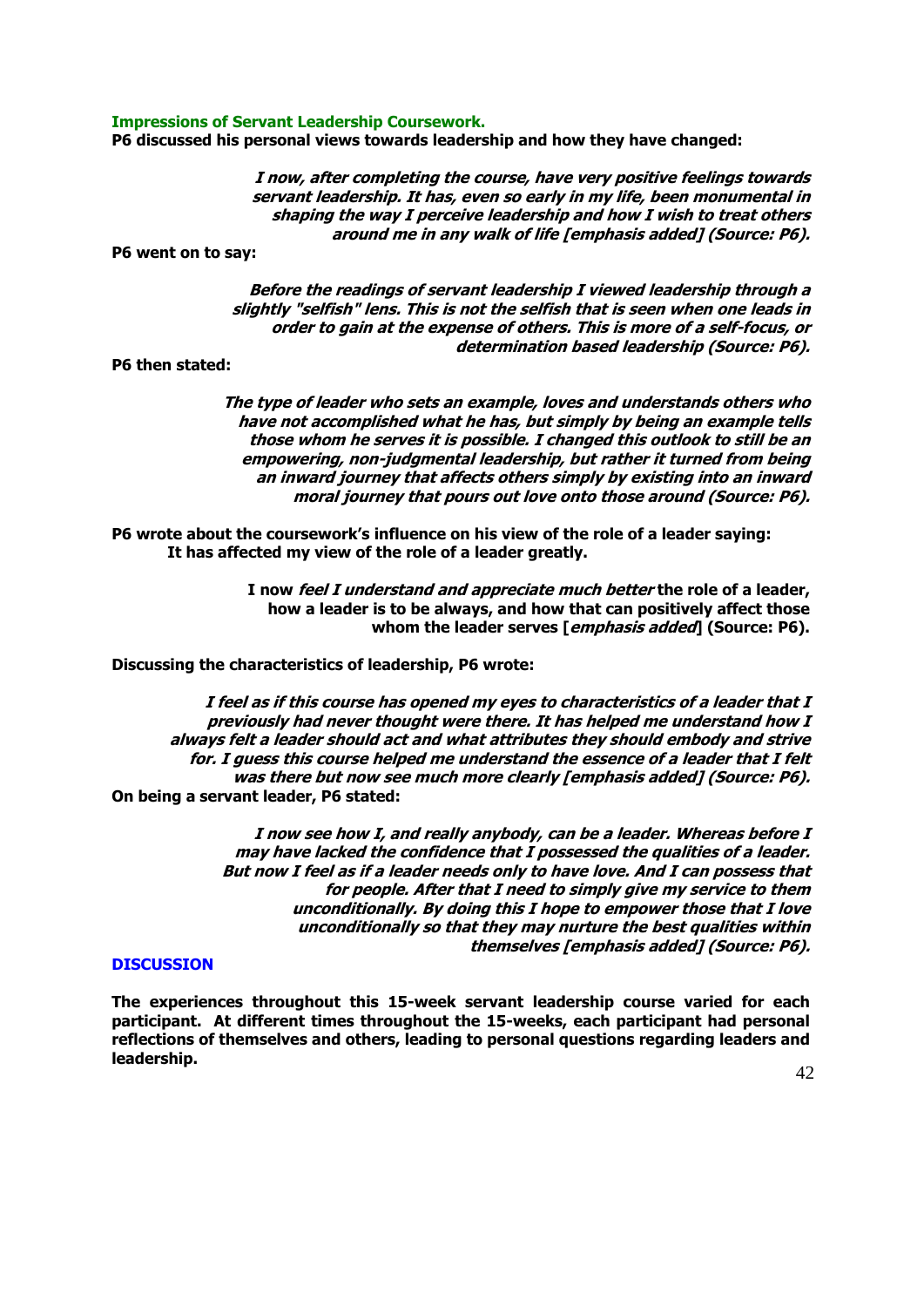### Impressions of Servant Leadership Coursework.

**P6 discussed his personal views towards leadership and how they have changed:**

> ***I now, after completing the course, have very positive feelings towards servant leadership. It has, even so early in my life, been monumental in shaping the way I perceive leadership and how I wish to treat others around me in any walk of life [emphasis added] (Source: P6).***

**P6 went on to say:**

> ***Before the readings of servant leadership I viewed leadership through a slightly "selfish" lens. This is not the selfish that is seen when one leads in order to gain at the expense of others. This is more of a self-focus, or determination based leadership (Source: P6).***

**P6 then stated:**

> ***The type of leader who sets an example, loves and understands others who have not accomplished what he has, but simply by being an example tells those whom he serves it is possible. I changed this outlook to still be an empowering, non-judgmental leadership, but rather it turned from being an inward journey that affects others simply by existing into an inward moral journey that pours out love onto those around (Source: P6).***

**P6 wrote about the coursework's influence on his view of the role of a leader saying: It has affected my view of the role of a leader greatly.**

> **I now *feel I understand and appreciate much better* the role of a leader, how a leader is to be always, and how that can positively affect those whom the leader serves [*emphasis added*] (Source: P6).**

**Discussing the characteristics of leadership, P6 wrote:**

> ***I feel as if this course has opened my eyes to characteristics of a leader that I previously had never thought were there. It has helped me understand how I always felt a leader should act and what attributes they should embody and strive for. I guess this course helped me understand the essence of a leader that I felt was there but now see much more clearly [emphasis added] (Source: P6).***

**On being a servant leader, P6 stated:**

> ***I now see how I, and really anybody, can be a leader. Whereas before I may have lacked the confidence that I possessed the qualities of a leader. But now I feel as if a leader needs only to have love. And I can possess that for people. After that I need to simply give my service to them unconditionally. By doing this I hope to empower those that I love unconditionally so that they may nurture the best qualities within themselves [emphasis added] (Source: P6).***

## DISCUSSION

**The experiences throughout this 15-week servant leadership course varied for each participant. At different times throughout the 15-weeks, each participant had personal reflections of themselves and others, leading to personal questions regarding leaders and leadership.**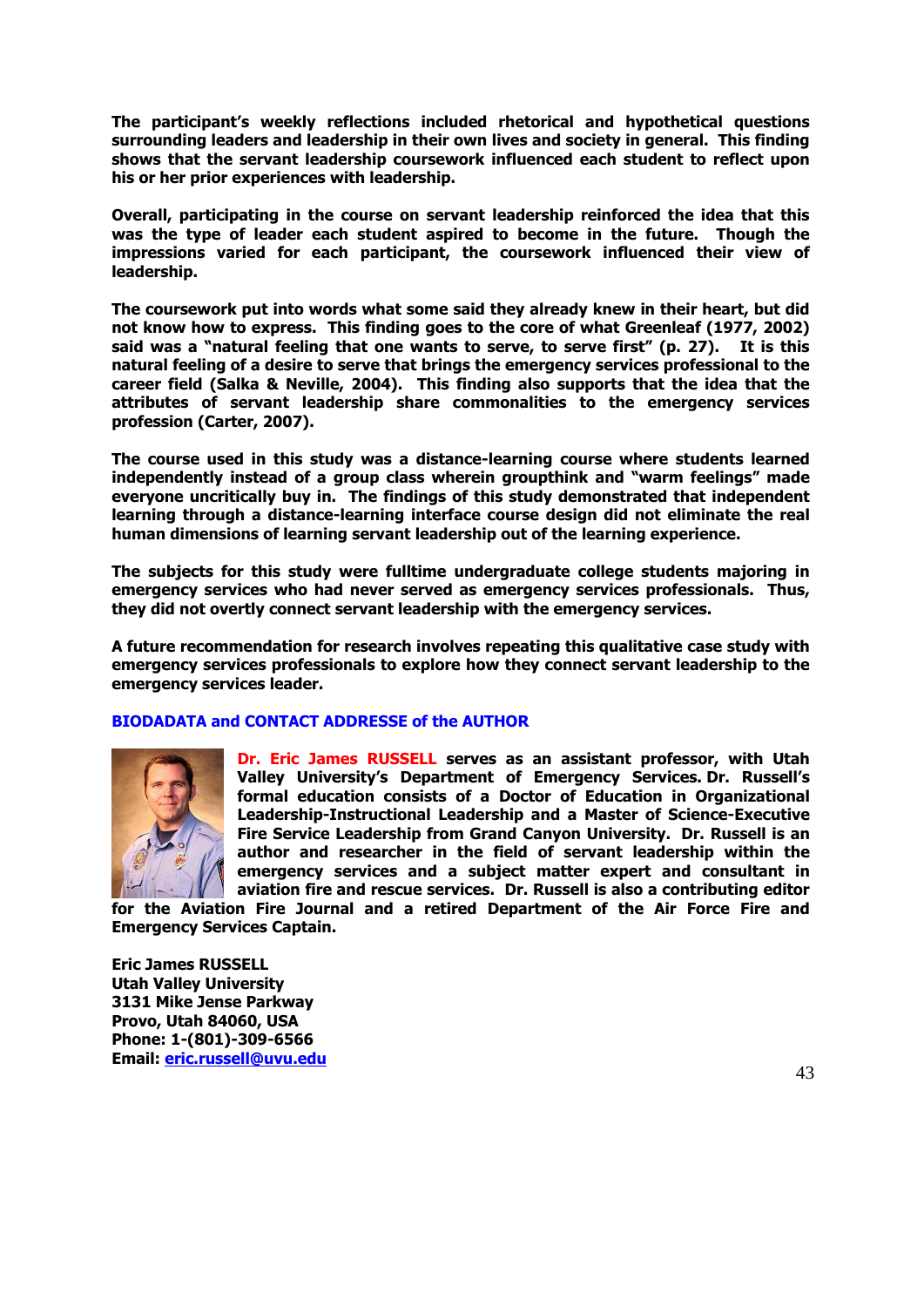**The participant's weekly reflections included rhetorical and hypothetical questions surrounding leaders and leadership in their own lives and society in general. This finding shows that the servant leadership coursework influenced each student to reflect upon his or her prior experiences with leadership.**

**Overall, participating in the course on servant leadership reinforced the idea that this was the type of leader each student aspired to become in the future. Though the impressions varied for each participant, the coursework influenced their view of leadership.**

**The coursework put into words what some said they already knew in their heart, but did not know how to express. This finding goes to the core of what Greenleaf (1977, 2002) said was a "natural feeling that one wants to serve, to serve first" (p. 27). It is this natural feeling of a desire to serve that brings the emergency services professional to the career field (Salka & Neville, 2004). This finding also supports that the idea that the attributes of servant leadership share commonalities to the emergency services profession (Carter, 2007).**

**The course used in this study was a distance-learning course where students learned independently instead of a group class wherein groupthink and "warm feelings" made everyone uncritically buy in. The findings of this study demonstrated that independent learning through a distance-learning interface course design did not eliminate the real human dimensions of learning servant leadership out of the learning experience.**

**The subjects for this study were fulltime undergraduate college students majoring in emergency services who had never served as emergency services professionals. Thus, they did not overtly connect servant leadership with the emergency services.**

**A future recommendation for research involves repeating this qualitative case study with emergency services professionals to explore how they connect servant leadership to the emergency services leader.**

## BIODADATA and CONTACT ADDRESSE of the AUTHOR

**Dr. Eric James RUSSELL serves as an assistant professor, with Utah Valley University's Department of Emergency Services. Dr. Russell's formal education consists of a Doctor of Education in Organizational Leadership-Instructional Leadership and a Master of Science-Executive Fire Service Leadership from Grand Canyon University. Dr. Russell is an author and researcher in the field of servant leadership within the emergency services and a subject matter expert and consultant in aviation fire and rescue services. Dr. Russell is also a contributing editor for the Aviation Fire Journal and a retired Department of the Air Force Fire and Emergency Services Captain.**

**Eric James RUSSELL**
**Utah Valley University**
**3131 Mike Jense Parkway**
**Provo, Utah 84060, USA**
**Phone: 1-(801)-309-6566**
**Email: eric.russell@uvu.edu**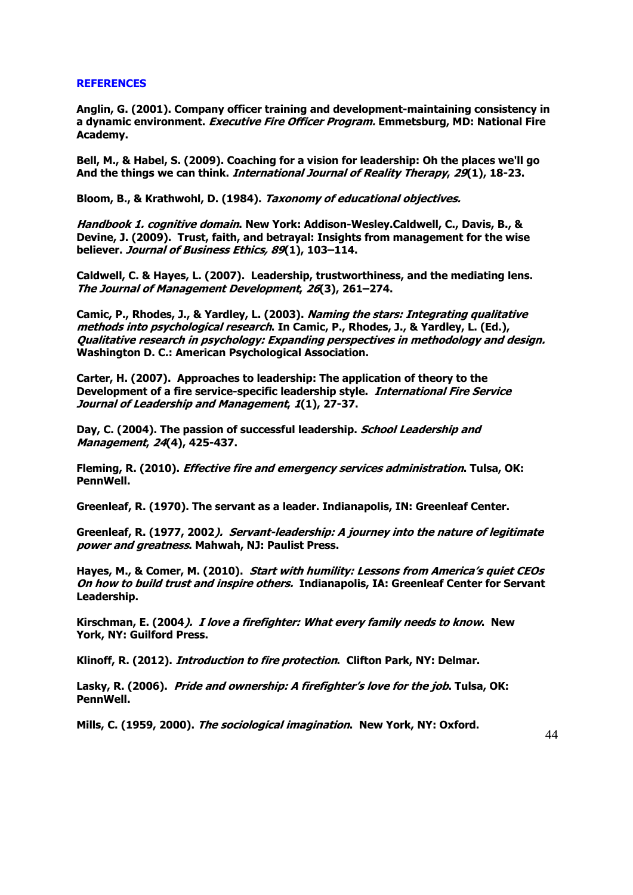## REFERENCES

**Anglin, G. (2001). Company officer training and development-maintaining consistency in a dynamic environment. *Executive Fire Officer Program.* Emmetsburg, MD: National Fire Academy.**

**Bell, M., & Habel, S. (2009). Coaching for a vision for leadership: Oh the places we'll go And the things we can think. *International Journal of Reality Therapy*, *29*(1), 18-23.**

**Bloom, B., & Krathwohl, D. (1984). *Taxonomy of educational objectives.***

***Handbook 1. cognitive domain*. New York: Addison-Wesley.Caldwell, C., Davis, B., & Devine, J. (2009). Trust, faith, and betrayal: Insights from management for the wise believer. *Journal of Business Ethics, 89*(1), 103–114.**

**Caldwell, C. & Hayes, L. (2007). Leadership, trustworthiness, and the mediating lens. *The Journal of Management Development*, *26*(3), 261–274.**

**Camic, P., Rhodes, J., & Yardley, L. (2003). *Naming the stars: Integrating qualitative methods into psychological research*. In Camic, P., Rhodes, J., & Yardley, L. (Ed.), *Qualitative research in psychology: Expanding perspectives in methodology and design.* Washington D. C.: American Psychological Association.**

**Carter, H. (2007). Approaches to leadership: The application of theory to the Development of a fire service-specific leadership style. *International Fire Service Journal of Leadership and Management*, *1*(1), 27-37.**

**Day, C. (2004). The passion of successful leadership. *School Leadership and Management*, *24*(4), 425-437.**

**Fleming, R. (2010). *Effective fire and emergency services administration*. Tulsa, OK: PennWell.**

**Greenleaf, R. (1970). The servant as a leader. Indianapolis, IN: Greenleaf Center.**

**Greenleaf, R. (1977, 2002*). Servant-leadership: A journey into the nature of legitimate power and greatness*. Mahwah, NJ: Paulist Press.**

**Hayes, M., & Comer, M. (2010). *Start with humility: Lessons from America's quiet CEOs On how to build trust and inspire others.* Indianapolis, IA: Greenleaf Center for Servant Leadership.**

**Kirschman, E. (2004*). I love a firefighter: What every family needs to know*. New York, NY: Guilford Press.**

**Klinoff, R. (2012). *Introduction to fire protection*. Clifton Park, NY: Delmar.**

**Lasky, R. (2006). *Pride and ownership: A firefighter's love for the job*. Tulsa, OK: PennWell.**

**Mills, C. (1959, 2000). *The sociological imagination*. New York, NY: Oxford.**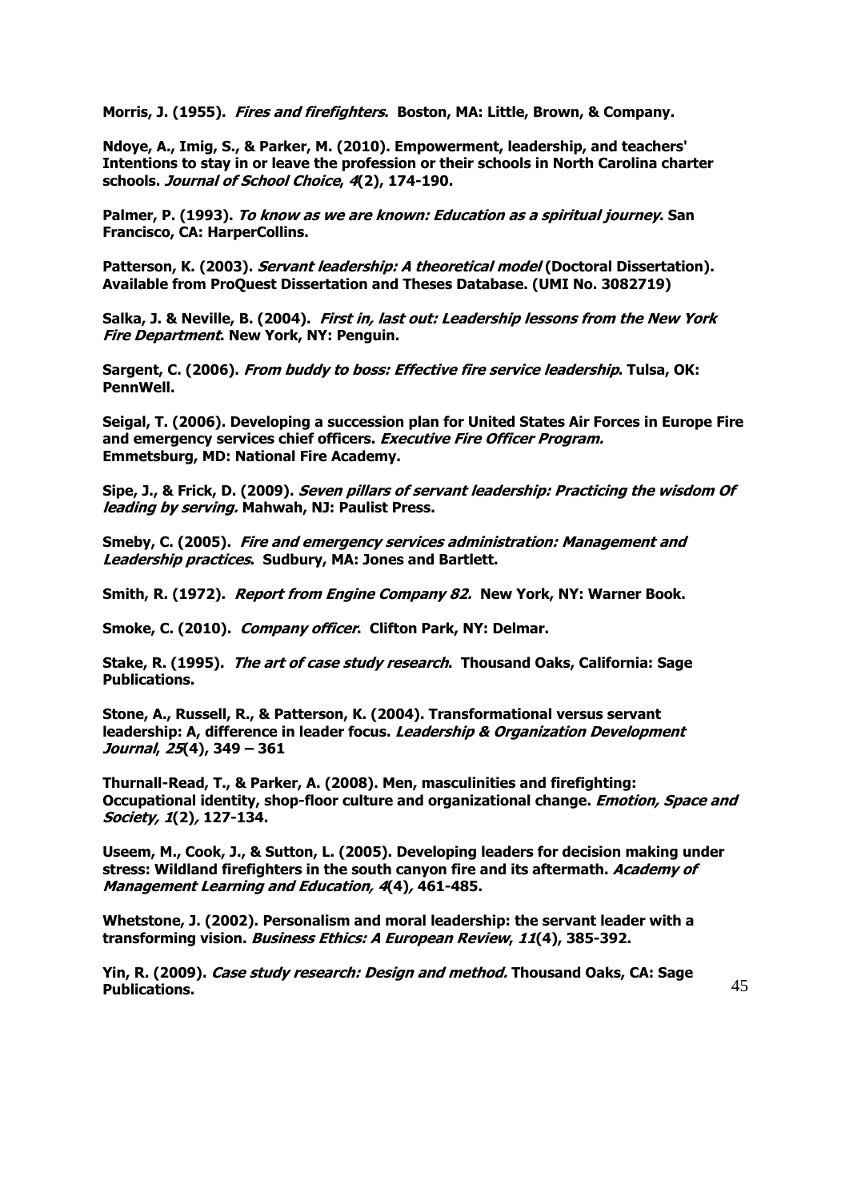**Morris, J. (1955).** ***Fires and firefighters*****. Boston, MA: Little, Brown, & Company.**

**Ndoye, A., Imig, S., & Parker, M. (2010). Empowerment, leadership, and teachers' Intentions to stay in or leave the profession or their schools in North Carolina charter schools.** ***Journal of School Choice*****,** ***4*****(2), 174-190.**

**Palmer, P. (1993).** ***To know as we are known: Education as a spiritual journey*****. San Francisco, CA: HarperCollins.**

**Patterson, K. (2003).** ***Servant leadership: A theoretical model*** **(Doctoral Dissertation). Available from ProQuest Dissertation and Theses Database. (UMI No. 3082719)**

**Salka, J. & Neville, B. (2004).** ***First in, last out: Leadership lessons from the New York Fire Department*****. New York, NY: Penguin.**

**Sargent, C. (2006).** ***From buddy to boss: Effective fire service leadership*****. Tulsa, OK: PennWell.**

**Seigal, T. (2006). Developing a succession plan for United States Air Forces in Europe Fire and emergency services chief officers.** ***Executive Fire Officer Program.*** **Emmetsburg, MD: National Fire Academy.**

**Sipe, J., & Frick, D. (2009).** ***Seven pillars of servant leadership: Practicing the wisdom Of leading by serving.*** **Mahwah, NJ: Paulist Press.**

**Smeby, C. (2005).** ***Fire and emergency services administration: Management and Leadership practices*****. Sudbury, MA: Jones and Bartlett.**

**Smith, R. (1972).** ***Report from Engine Company 82.*** **New York, NY: Warner Book.**

**Smoke, C. (2010).** ***Company officer*****. Clifton Park, NY: Delmar.**

**Stake, R. (1995).** ***The art of case study research*****. Thousand Oaks, California: Sage Publications.**

**Stone, A., Russell, R., & Patterson, K. (2004). Transformational versus servant leadership: A, difference in leader focus.** ***Leadership & Organization Development Journal*****,** ***25*****(4), 349 – 361**

**Thurnall-Read, T., & Parker, A. (2008). Men, masculinities and firefighting: Occupational identity, shop-floor culture and organizational change.** ***Emotion, Space and Society, 1*****(2)*****,*** **127-134.**

**Useem, M., Cook, J., & Sutton, L. (2005). Developing leaders for decision making under stress: Wildland firefighters in the south canyon fire and its aftermath.** ***Academy of Management Learning and Education, 4*****(4)*****,*** **461-485.**

**Whetstone, J. (2002). Personalism and moral leadership: the servant leader with a transforming vision.** ***Business Ethics: A European Review*****,** ***11*****(4), 385-392.**

**Yin, R. (2009).** ***Case study research: Design and method.*** **Thousand Oaks, CA: Sage Publications.**